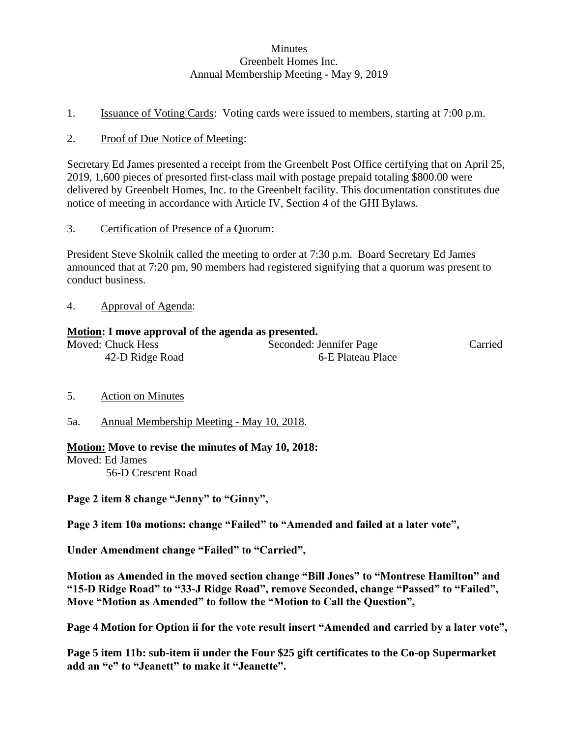Minutes
Greenbelt Homes Inc.
Annual Membership Meeting - May 9, 2019

1. Issuance of Voting Cards: Voting cards were issued to members, starting at 7:00 p.m.

2. Proof of Due Notice of Meeting:

Secretary Ed James presented a receipt from the Greenbelt Post Office certifying that on April 25, 2019, 1,600 pieces of presorted first-class mail with postage prepaid totaling $800.00 were delivered by Greenbelt Homes, Inc. to the Greenbelt facility. This documentation constitutes due notice of meeting in accordance with Article IV, Section 4 of the GHI Bylaws.

3. Certification of Presence of a Quorum:

President Steve Skolnik called the meeting to order at 7:30 p.m. Board Secretary Ed James announced that at 7:20 pm, 90 members had registered signifying that a quorum was present to conduct business.

4. Approval of Agenda:

**Motion: I move approval of the agenda as presented.**

Moved: Chuck Hess
42-D Ridge Road

Seconded: Jennifer Page
6-E Plateau Place

Carried

5. Action on Minutes

5a. Annual Membership Meeting - May 10, 2018.

**Motion: Move to revise the minutes of May 10, 2018:**

Moved: Ed James
56-D Crescent Road

**Page 2 item 8 change "Jenny" to "Ginny",**

**Page 3 item 10a motions: change "Failed" to "Amended and failed at a later vote",**

**Under Amendment change "Failed" to "Carried",**

**Motion as Amended in the moved section change "Bill Jones" to "Montrese Hamilton" and "15-D Ridge Road" to "33-J Ridge Road", remove Seconded, change "Passed" to "Failed", Move "Motion as Amended" to follow the "Motion to Call the Question",**

**Page 4 Motion for Option ii for the vote result insert "Amended and carried by a later vote",**

**Page 5 item 11b: sub-item ii under the Four $25 gift certificates to the Co-op Supermarket add an "e" to "Jeanett" to make it "Jeanette".**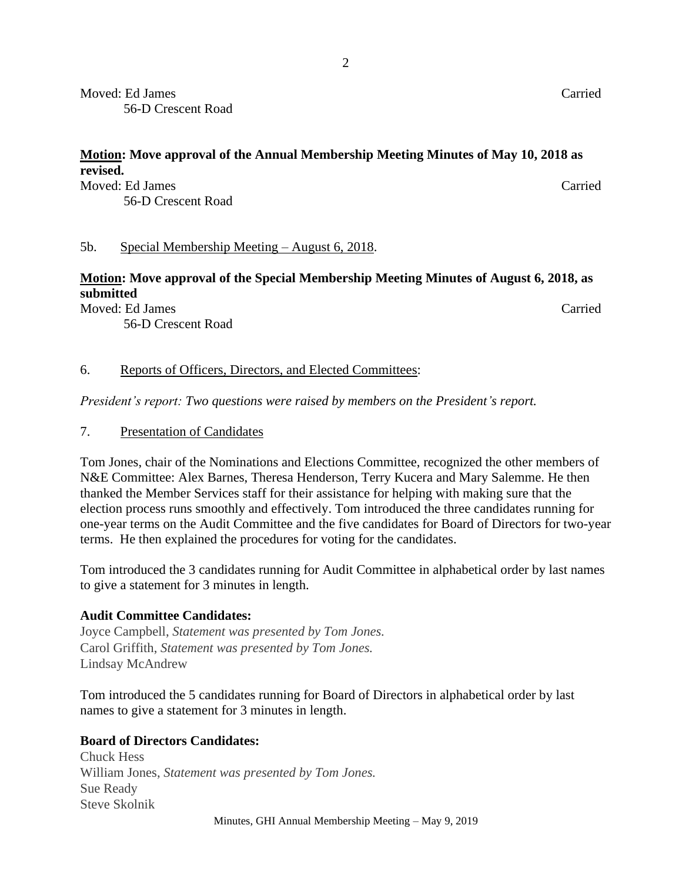Moved: Ed James Carried
56-D Crescent Road

**Motion: Move approval of the Annual Membership Meeting Minutes of May 10, 2018 as revised.**

Moved: Ed James Carried
56-D Crescent Road

5b. Special Membership Meeting – August 6, 2018.

**Motion: Move approval of the Special Membership Meeting Minutes of August 6, 2018, as submitted**

Moved: Ed James Carried
56-D Crescent Road

6. Reports of Officers, Directors, and Elected Committees:

*President's report: Two questions were raised by members on the President's report.*

7. Presentation of Candidates

Tom Jones, chair of the Nominations and Elections Committee, recognized the other members of N&E Committee: Alex Barnes, Theresa Henderson, Terry Kucera and Mary Salemme. He then thanked the Member Services staff for their assistance for helping with making sure that the election process runs smoothly and effectively. Tom introduced the three candidates running for one-year terms on the Audit Committee and the five candidates for Board of Directors for two-year terms. He then explained the procedures for voting for the candidates.

Tom introduced the 3 candidates running for Audit Committee in alphabetical order by last names to give a statement for 3 minutes in length.

**Audit Committee Candidates:**

Joyce Campbell, *Statement was presented by Tom Jones.*
Carol Griffith, *Statement was presented by Tom Jones.*
Lindsay McAndrew

Tom introduced the 5 candidates running for Board of Directors in alphabetical order by last names to give a statement for 3 minutes in length.

**Board of Directors Candidates:**

Chuck Hess
William Jones, *Statement was presented by Tom Jones.*
Sue Ready
Steve Skolnik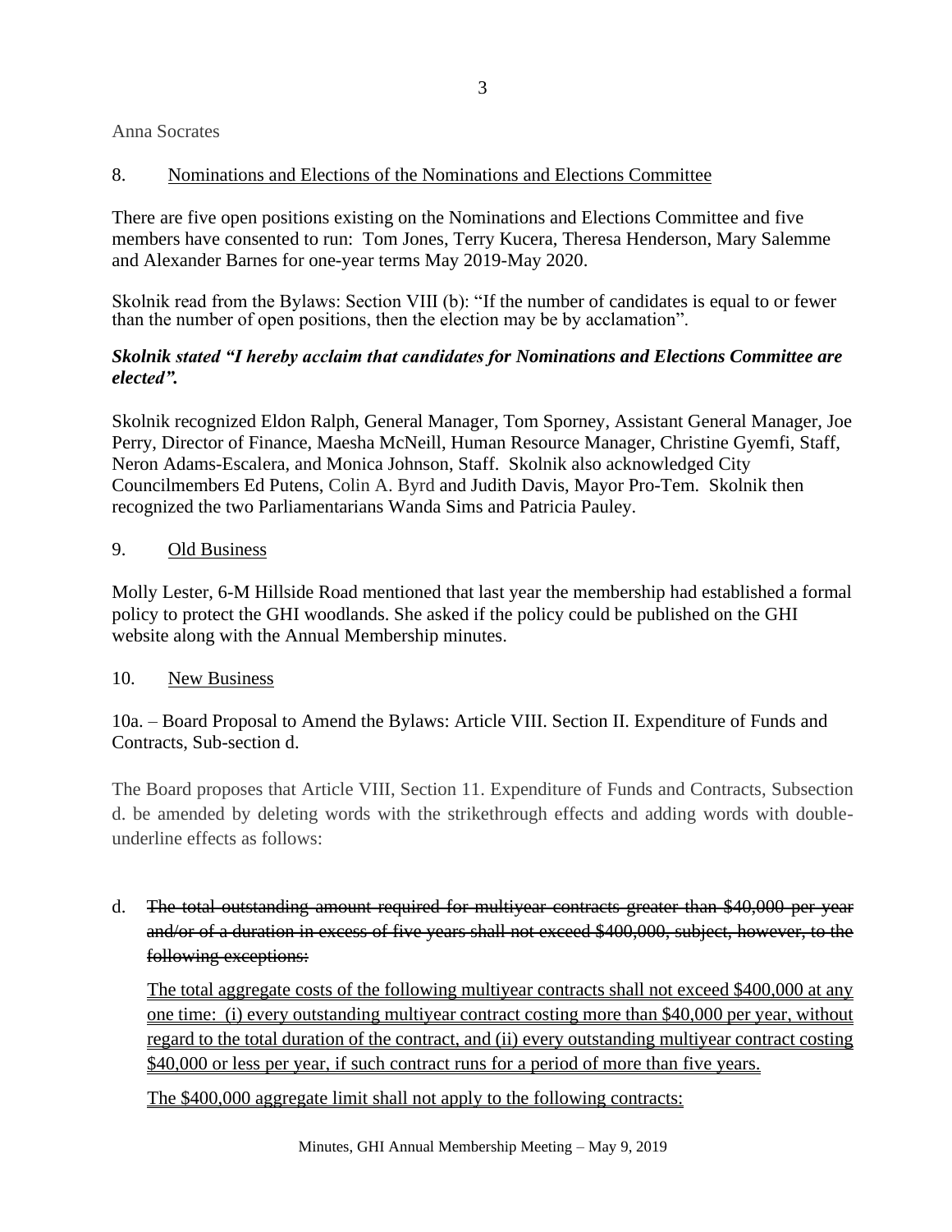Anna Socrates

8. <u>Nominations and Elections of the Nominations and Elections Committee</u>

There are five open positions existing on the Nominations and Elections Committee and five members have consented to run: Tom Jones, Terry Kucera, Theresa Henderson, Mary Salemme and Alexander Barnes for one-year terms May 2019-May 2020.

Skolnik read from the Bylaws: Section VIII (b): "If the number of candidates is equal to or fewer than the number of open positions, then the election may be by acclamation".

***Skolnik stated "I hereby acclaim that candidates for Nominations and Elections Committee are elected".***

Skolnik recognized Eldon Ralph, General Manager, Tom Sporney, Assistant General Manager, Joe Perry, Director of Finance, Maesha McNeill, Human Resource Manager, Christine Gyemfi, Staff, Neron Adams-Escalera, and Monica Johnson, Staff. Skolnik also acknowledged City Councilmembers Ed Putens, Colin A. Byrd and Judith Davis, Mayor Pro-Tem. Skolnik then recognized the two Parliamentarians Wanda Sims and Patricia Pauley.

9. <u>Old Business</u>

Molly Lester, 6-M Hillside Road mentioned that last year the membership had established a formal policy to protect the GHI woodlands. She asked if the policy could be published on the GHI website along with the Annual Membership minutes.

10. <u>New Business</u>

10a. – Board Proposal to Amend the Bylaws: Article VIII. Section II. Expenditure of Funds and Contracts, Sub-section d.

The Board proposes that Article VIII, Section 11. Expenditure of Funds and Contracts, Subsection d. be amended by deleting words with the strikethrough effects and adding words with double-underline effects as follows:

d. ~~The total outstanding amount required for multiyear contracts greater than $40,000 per year and/or of a duration in excess of five years shall not exceed $400,000, subject, however, to the following exceptions:~~

<u>The total aggregate costs of the following multiyear contracts shall not exceed $400,000 at any one time: (i) every outstanding multiyear contract costing more than $40,000 per year, without regard to the total duration of the contract, and (ii) every outstanding multiyear contract costing $40,000 or less per year, if such contract runs for a period of more than five years.</u>

<u>The $400,000 aggregate limit shall not apply to the following contracts:</u>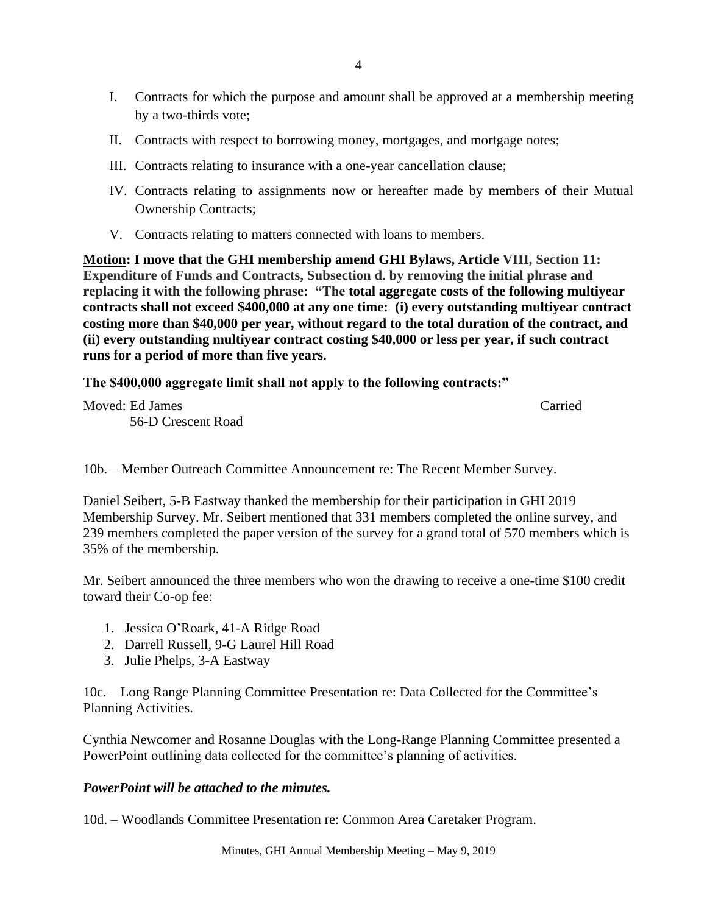I. Contracts for which the purpose and amount shall be approved at a membership meeting by a two-thirds vote;

II. Contracts with respect to borrowing money, mortgages, and mortgage notes;

III. Contracts relating to insurance with a one-year cancellation clause;

IV. Contracts relating to assignments now or hereafter made by members of their Mutual Ownership Contracts;

V. Contracts relating to matters connected with loans to members.

**<u>Motion</u>: I move that the GHI membership amend GHI Bylaws, Article VIII, Section 11: Expenditure of Funds and Contracts, Subsection d. by removing the initial phrase and replacing it with the following phrase: "The total aggregate costs of the following multiyear contracts shall not exceed $400,000 at any one time: (i) every outstanding multiyear contract costing more than $40,000 per year, without regard to the total duration of the contract, and (ii) every outstanding multiyear contract costing $40,000 or less per year, if such contract runs for a period of more than five years.**

**The $400,000 aggregate limit shall not apply to the following contracts:"**

Moved: Ed James
56-D Crescent Road

Carried

10b. – Member Outreach Committee Announcement re: The Recent Member Survey.

Daniel Seibert, 5-B Eastway thanked the membership for their participation in GHI 2019 Membership Survey. Mr. Seibert mentioned that 331 members completed the online survey, and 239 members completed the paper version of the survey for a grand total of 570 members which is 35% of the membership.

Mr. Seibert announced the three members who won the drawing to receive a one-time $100 credit toward their Co-op fee:

1. Jessica O'Roark, 41-A Ridge Road
2. Darrell Russell, 9-G Laurel Hill Road
3. Julie Phelps, 3-A Eastway

10c. – Long Range Planning Committee Presentation re: Data Collected for the Committee's Planning Activities.

Cynthia Newcomer and Rosanne Douglas with the Long-Range Planning Committee presented a PowerPoint outlining data collected for the committee's planning of activities.

***PowerPoint will be attached to the minutes.***

10d. – Woodlands Committee Presentation re: Common Area Caretaker Program.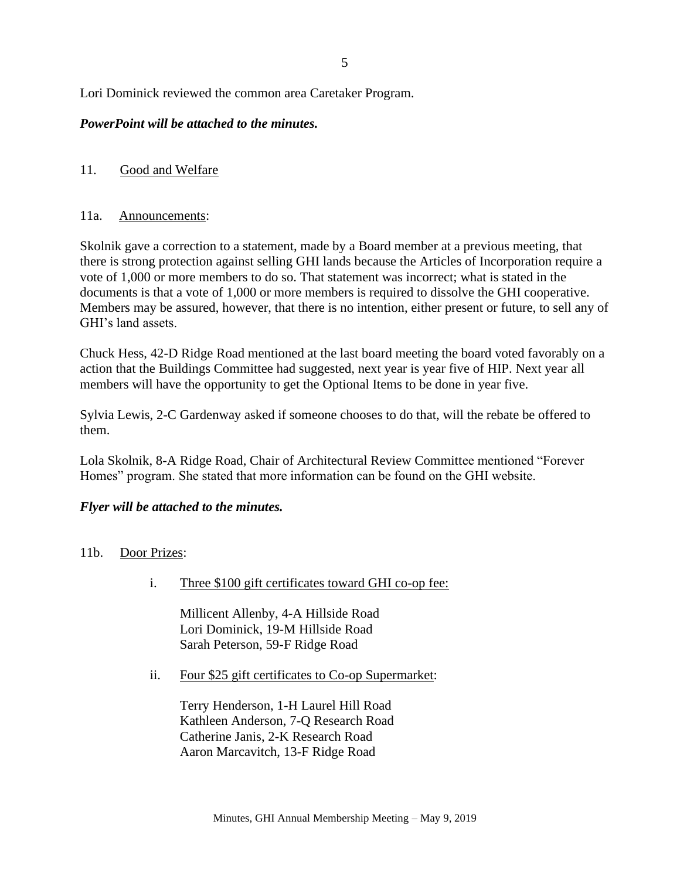Lori Dominick reviewed the common area Caretaker Program.

***PowerPoint will be attached to the minutes.***

11. Good and Welfare

11a. Announcements:

Skolnik gave a correction to a statement, made by a Board member at a previous meeting, that there is strong protection against selling GHI lands because the Articles of Incorporation require a vote of 1,000 or more members to do so. That statement was incorrect; what is stated in the documents is that a vote of 1,000 or more members is required to dissolve the GHI cooperative. Members may be assured, however, that there is no intention, either present or future, to sell any of GHI's land assets.

Chuck Hess, 42-D Ridge Road mentioned at the last board meeting the board voted favorably on a action that the Buildings Committee had suggested, next year is year five of HIP. Next year all members will have the opportunity to get the Optional Items to be done in year five.

Sylvia Lewis, 2-C Gardenway asked if someone chooses to do that, will the rebate be offered to them.

Lola Skolnik, 8-A Ridge Road, Chair of Architectural Review Committee mentioned "Forever Homes" program. She stated that more information can be found on the GHI website.

***Flyer will be attached to the minutes.***

11b. Door Prizes:

i. Three $100 gift certificates toward GHI co-op fee:

   Millicent Allenby, 4-A Hillside Road
   Lori Dominick, 19-M Hillside Road
   Sarah Peterson, 59-F Ridge Road

ii. Four $25 gift certificates to Co-op Supermarket:

   Terry Henderson, 1-H Laurel Hill Road
   Kathleen Anderson, 7-Q Research Road
   Catherine Janis, 2-K Research Road
   Aaron Marcavitch, 13-F Ridge Road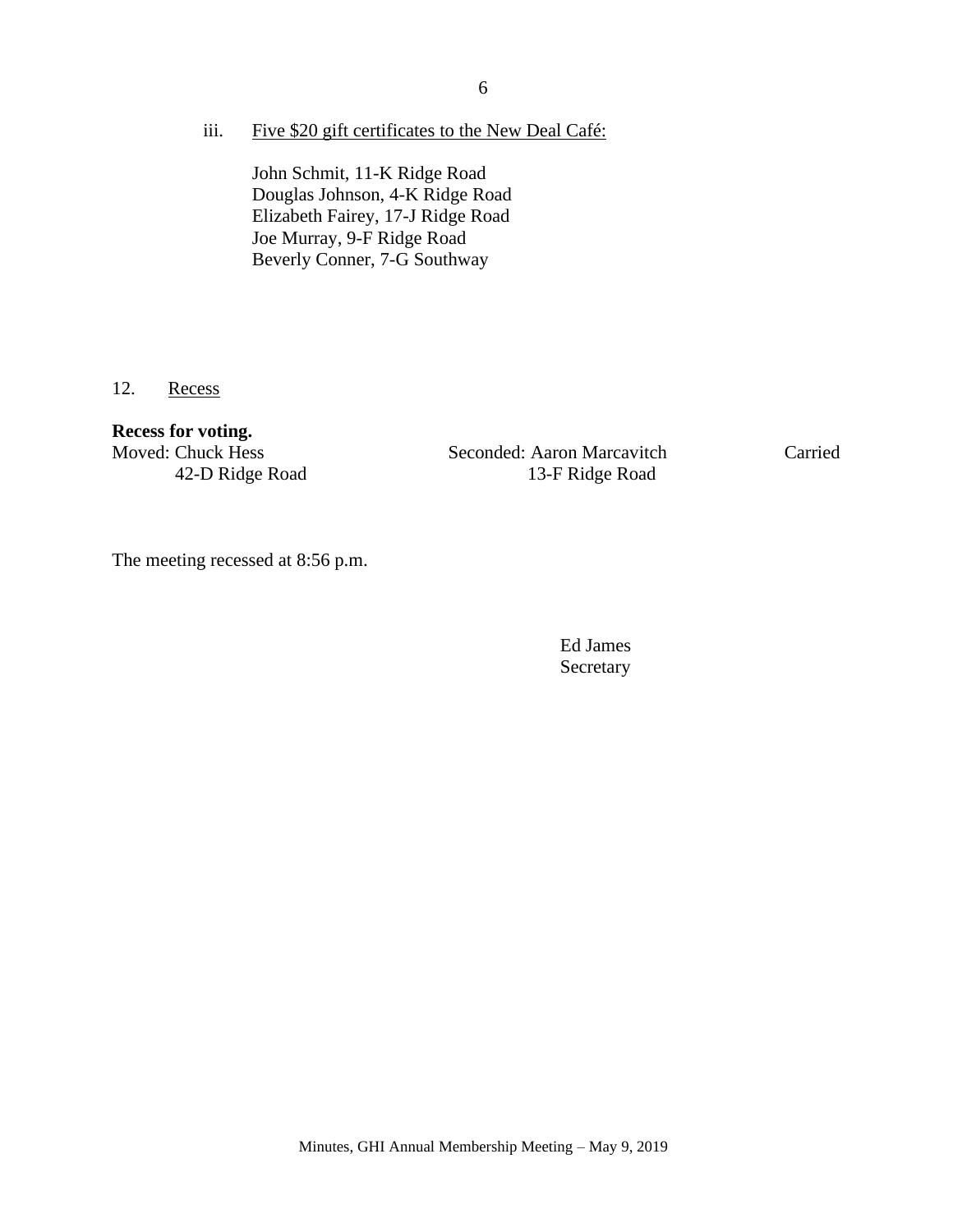iii. Five $20 gift certificates to the New Deal Café:

John Schmit, 11-K Ridge Road
Douglas Johnson, 4-K Ridge Road
Elizabeth Fairey, 17-J Ridge Road
Joe Murray, 9-F Ridge Road
Beverly Conner, 7-G Southway

12. Recess

**Recess for voting.**

Moved: Chuck Hess, 42-D Ridge Road
Seconded: Aaron Marcavitch, 13-F Ridge Road
Carried

The meeting recessed at 8:56 p.m.

Ed James
Secretary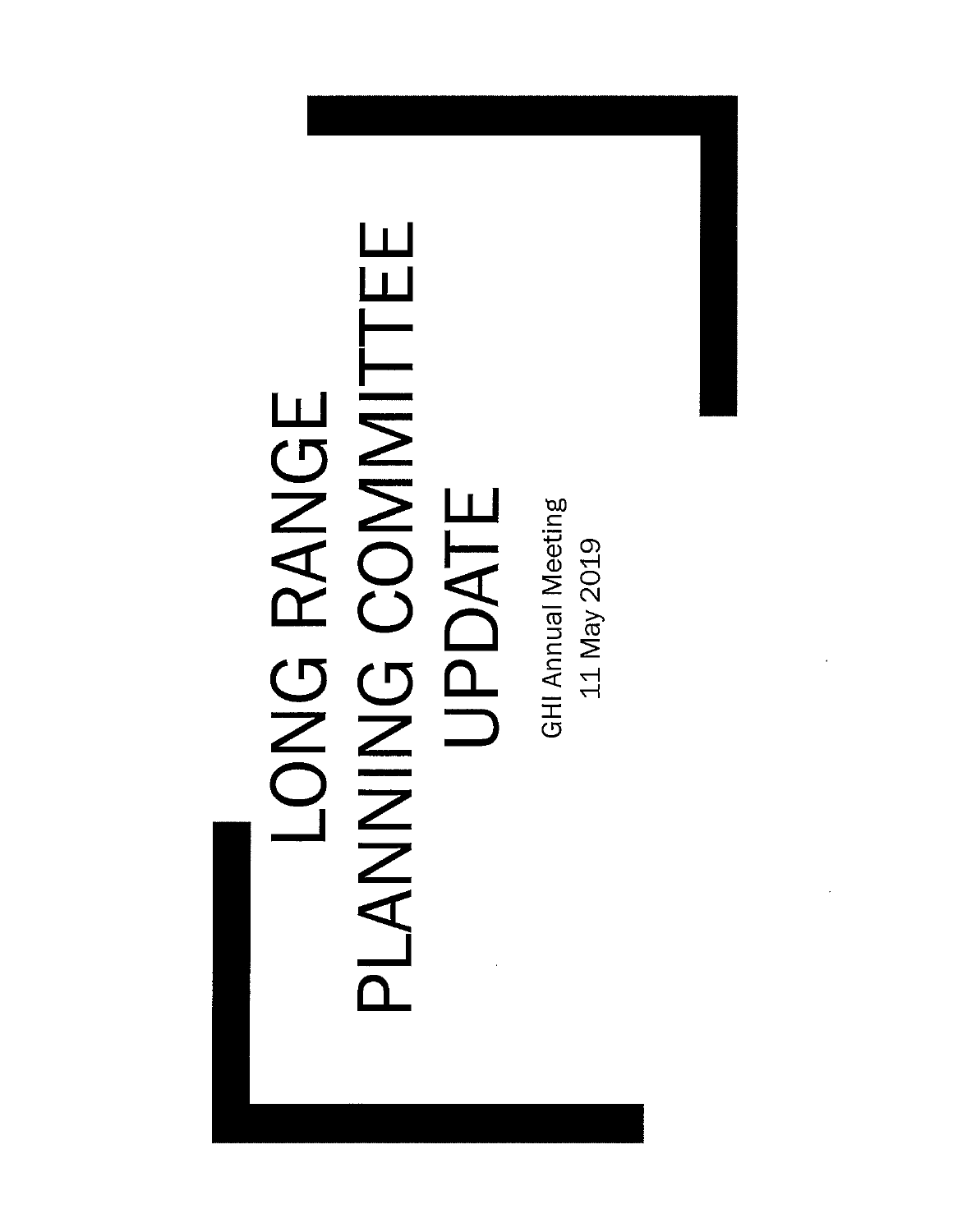# LONG RANGE PLANNING COMMITTEE UPDATE

GHI Annual Meeting

11 May 2019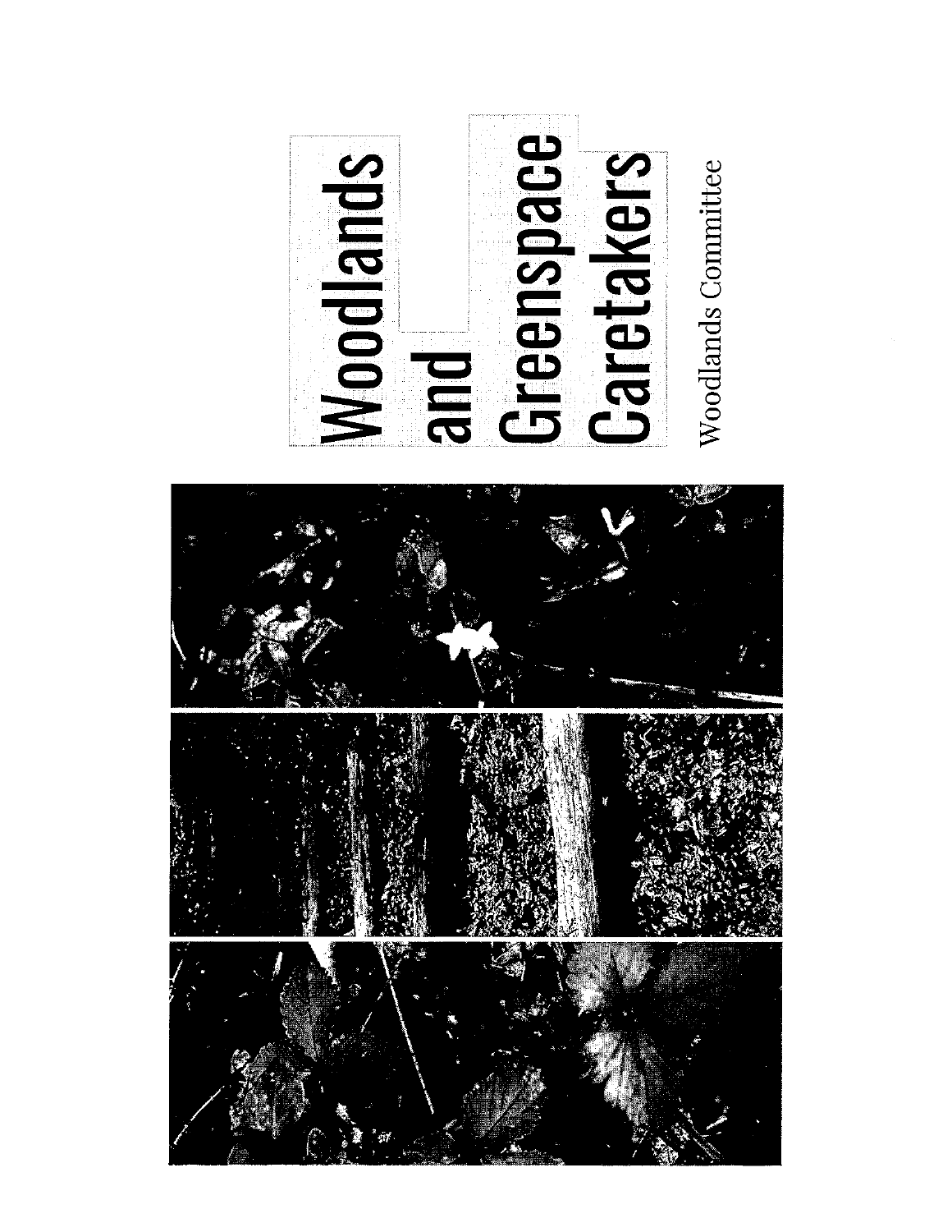# Woodlands and Greenspace Caretakers

Woodlands Committee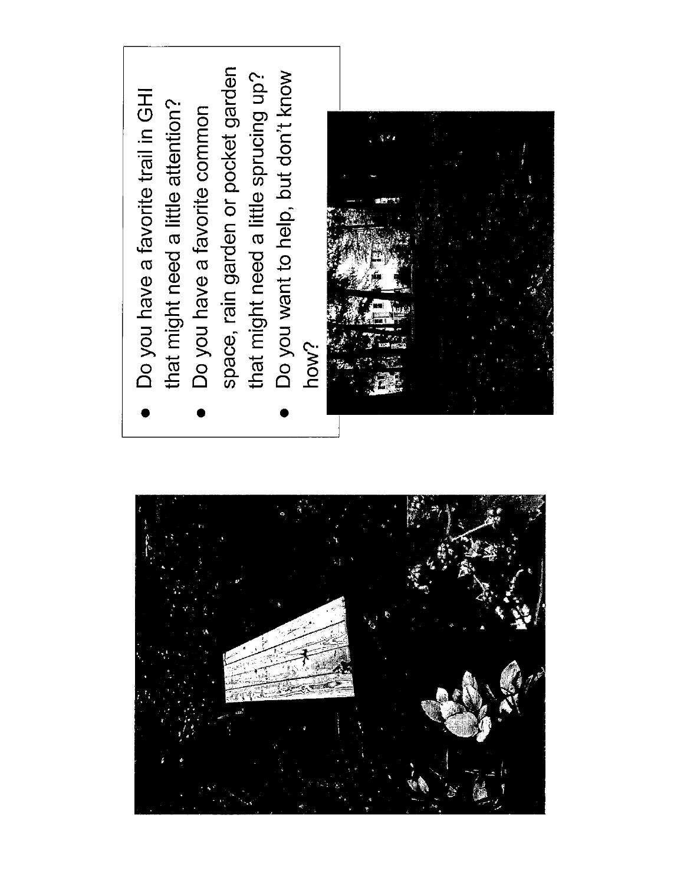- Do you have a favorite trail in GHI that might need a little attention?
- Do you have a favorite common space, rain garden or pocket garden that might need a little sprucing up?
- Do you want to help, but don't know how?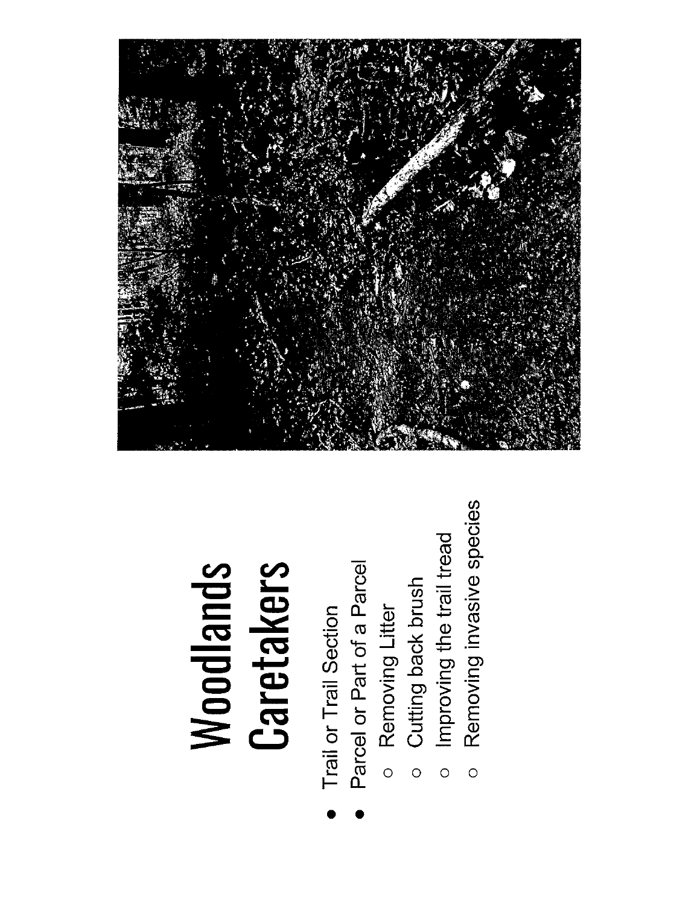# Woodlands Caretakers

- Trail or Trail Section
- Parcel or Part of a Parcel
  - Removing Litter
  - Cutting back brush
  - Improving the trail tread
  - Removing invasive species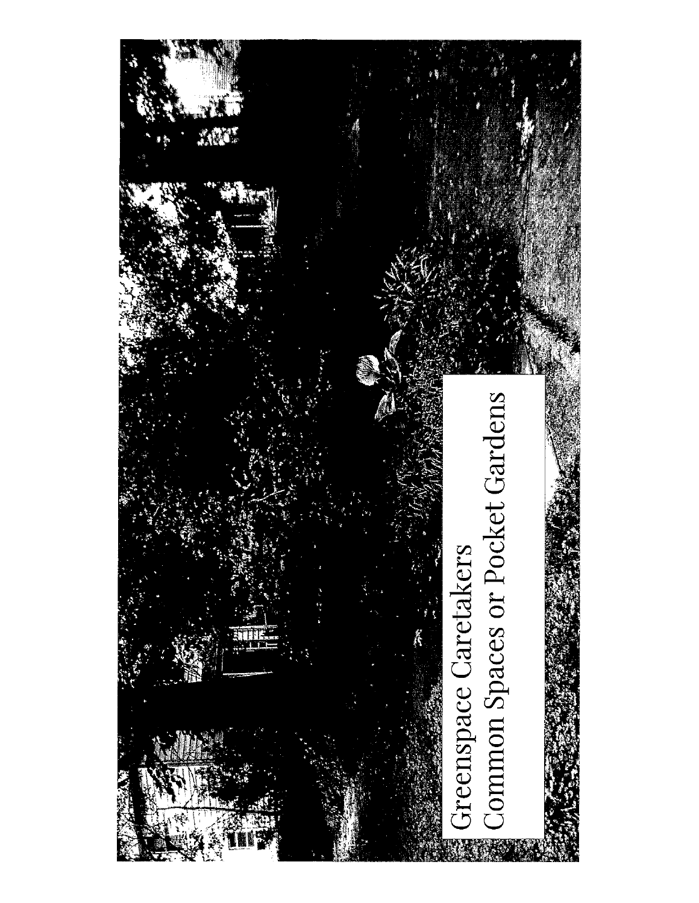Greenspace Caretakers
Common Spaces or Pocket Gardens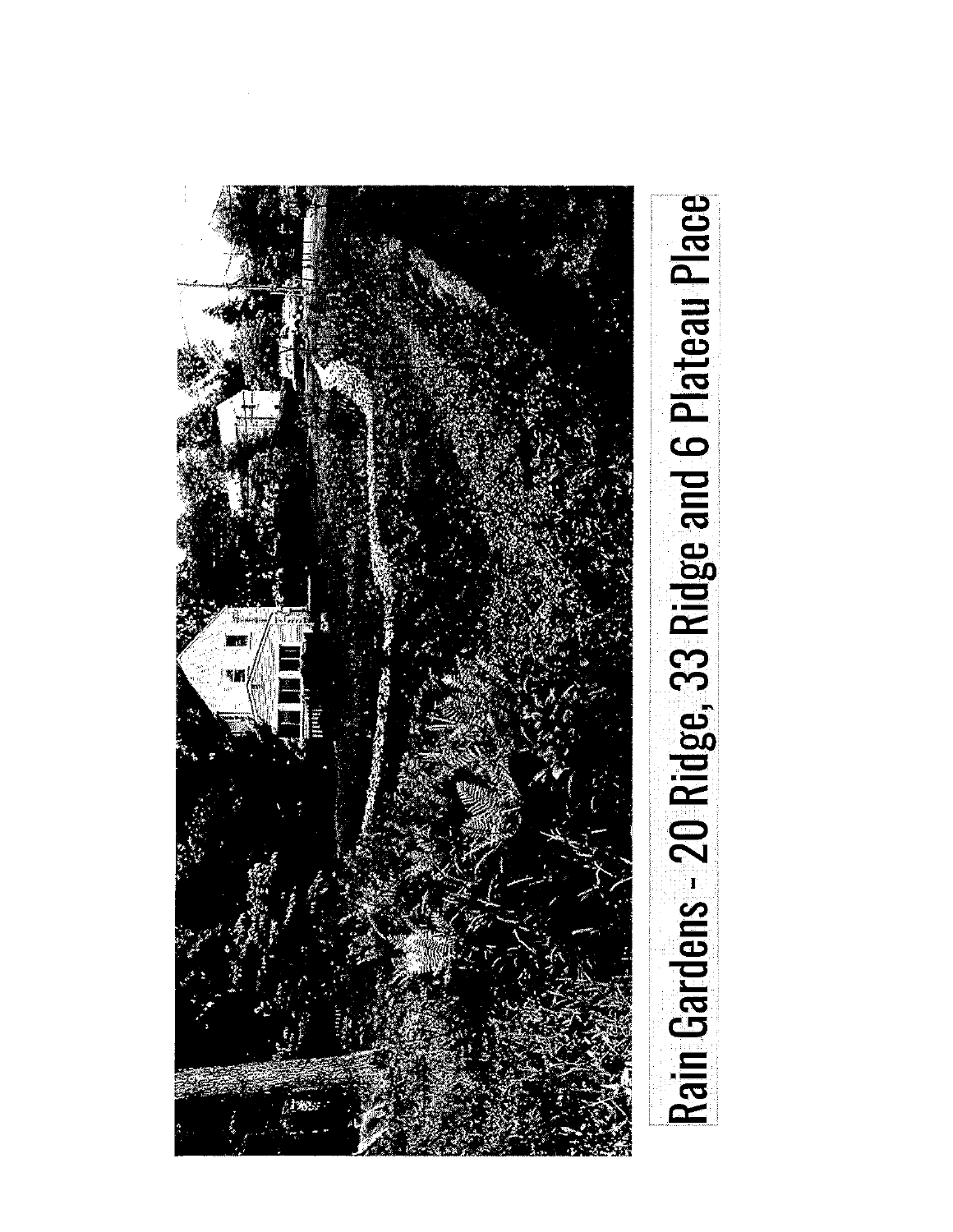Rain Gardens - 20 Ridge, 33 Ridge and 6 Plateau Place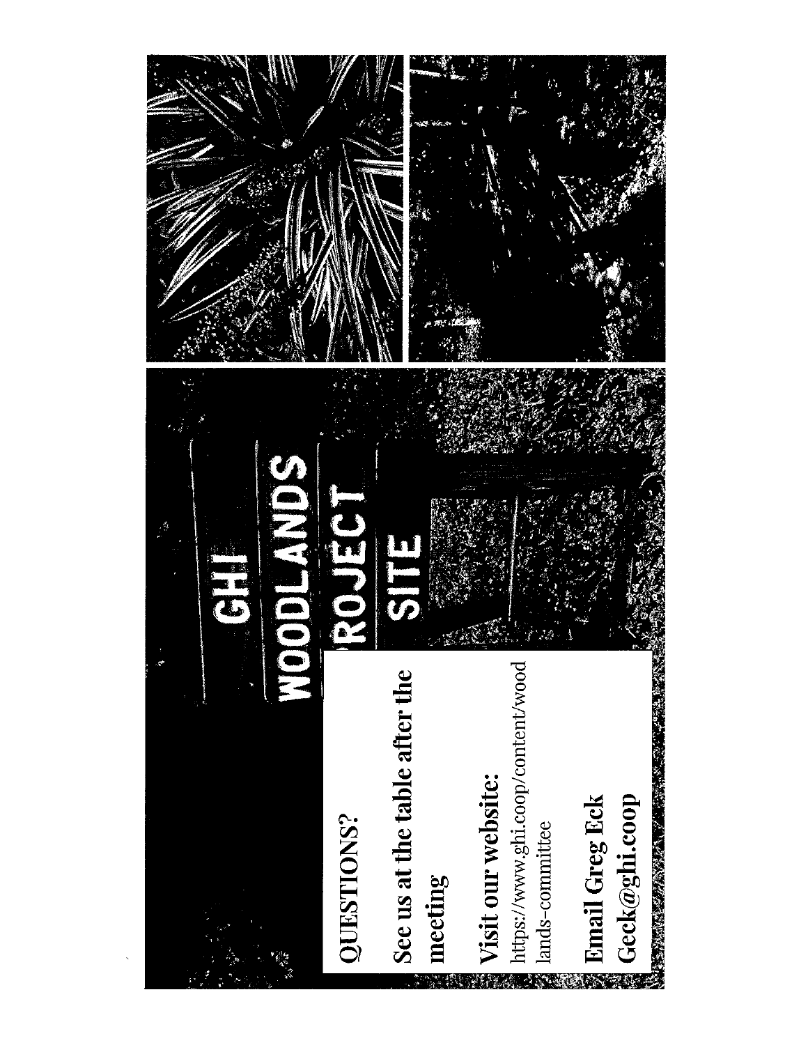GHI WOODLANDS PROJECT SITE

**QUESTIONS?**

**See us at the table after the meeting**

**Visit our website:**
https://www.ghi.coop/content/woodlands-committee

**Email Greg Eck**
**Geck@ghi.coop**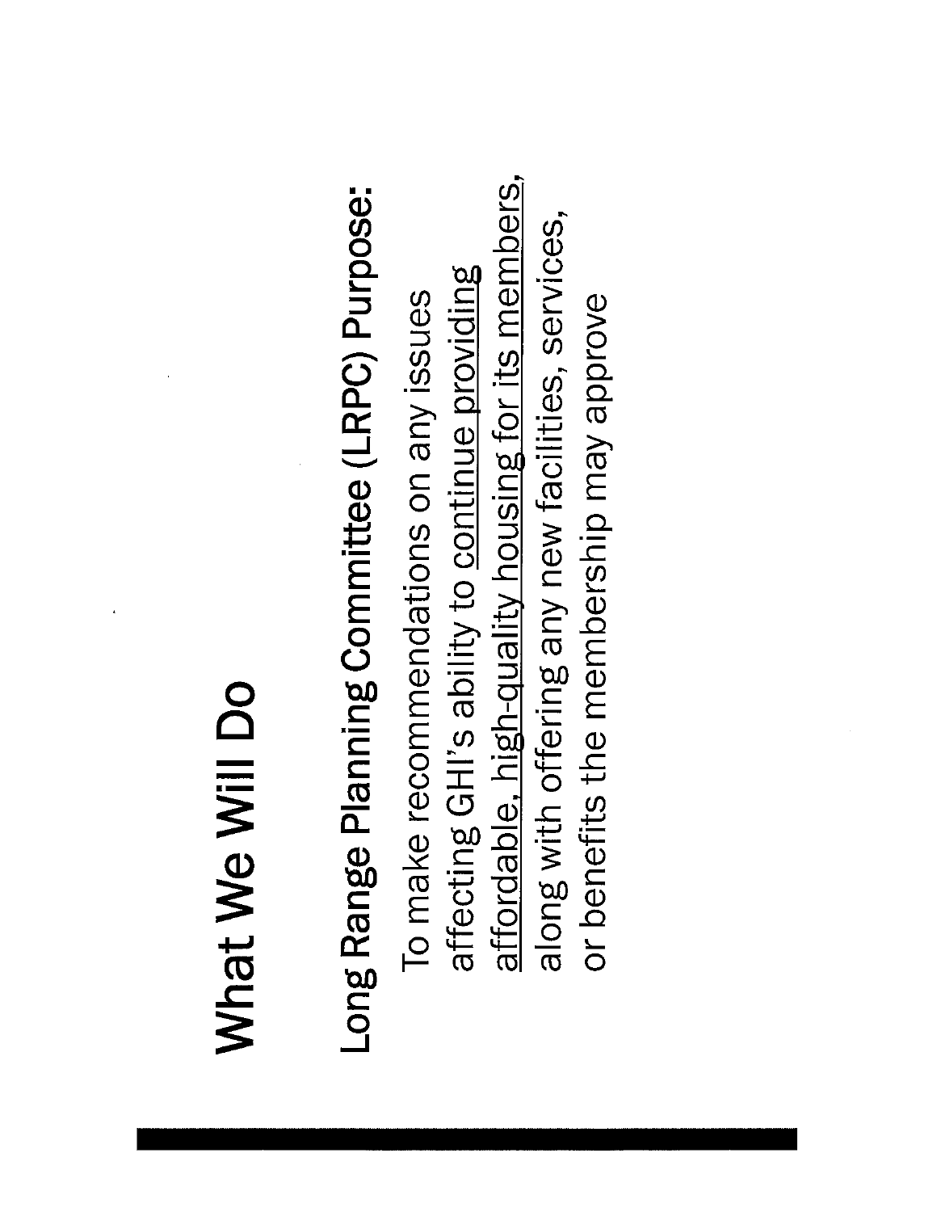# What We Will Do

**Long Range Planning Committee (LRPC) Purpose:**

To make recommendations on any issues affecting GHI's ability to continue providing affordable, high-quality housing for its members, along with offering any new facilities, services, or benefits the membership may approve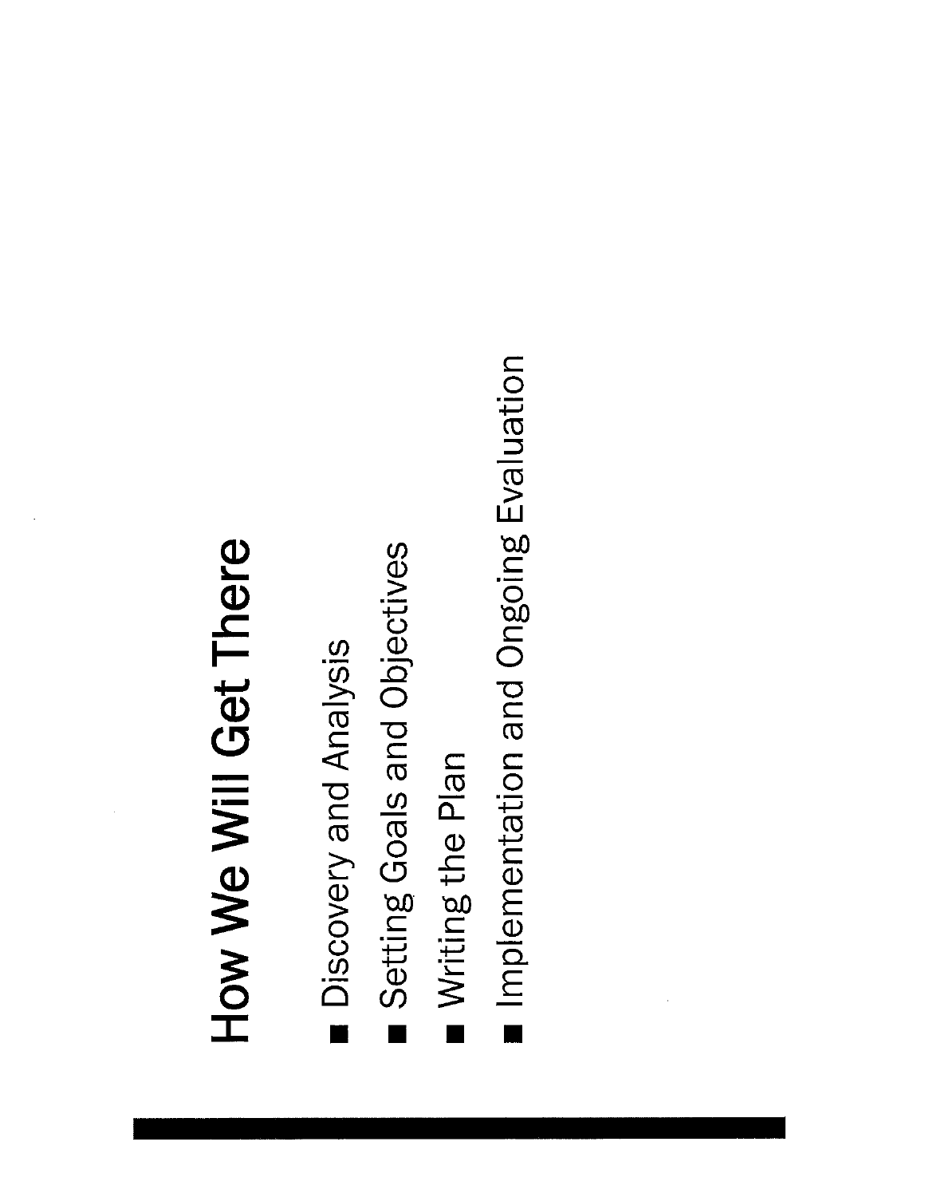# How We Will Get There

- Discovery and Analysis
- Setting Goals and Objectives
- Writing the Plan
- Implementation and Ongoing Evaluation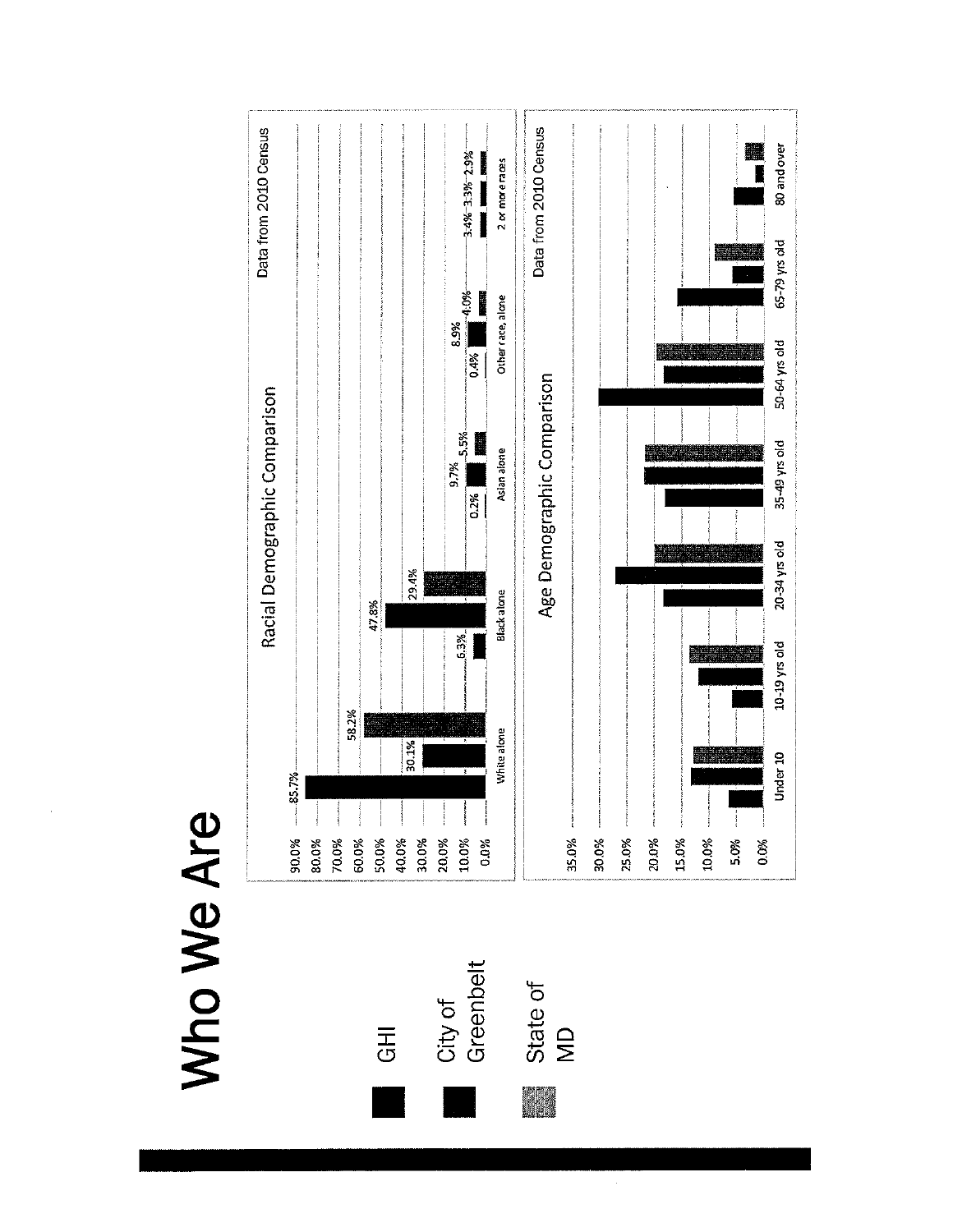# Who We Are

- GHI
- City of Greenbelt
- State of MD

## Racial Demographic Comparison

Data from 2010 Census

| | GHI | City of Greenbelt | State of MD |
|---|---|---|---|
| White alone | 85.7% | 30.1% | 58.2% |
| Black alone | 6.3% | 47.8% | 29.4% |
| Asian alone | 0.2% | 9.7% | 5.5% |
| Other race, alone | 0.4% | 8.9% | 4.0% |
| 2 or more races | 3.4% | 3.3% | 2.9% |

## Age Demographic Comparison

Data from 2010 Census

Categories: Under 10, 10-19 yrs old, 20-34 yrs old, 35-49 yrs old, 50-64 yrs old, 65-79 yrs old, 80 and over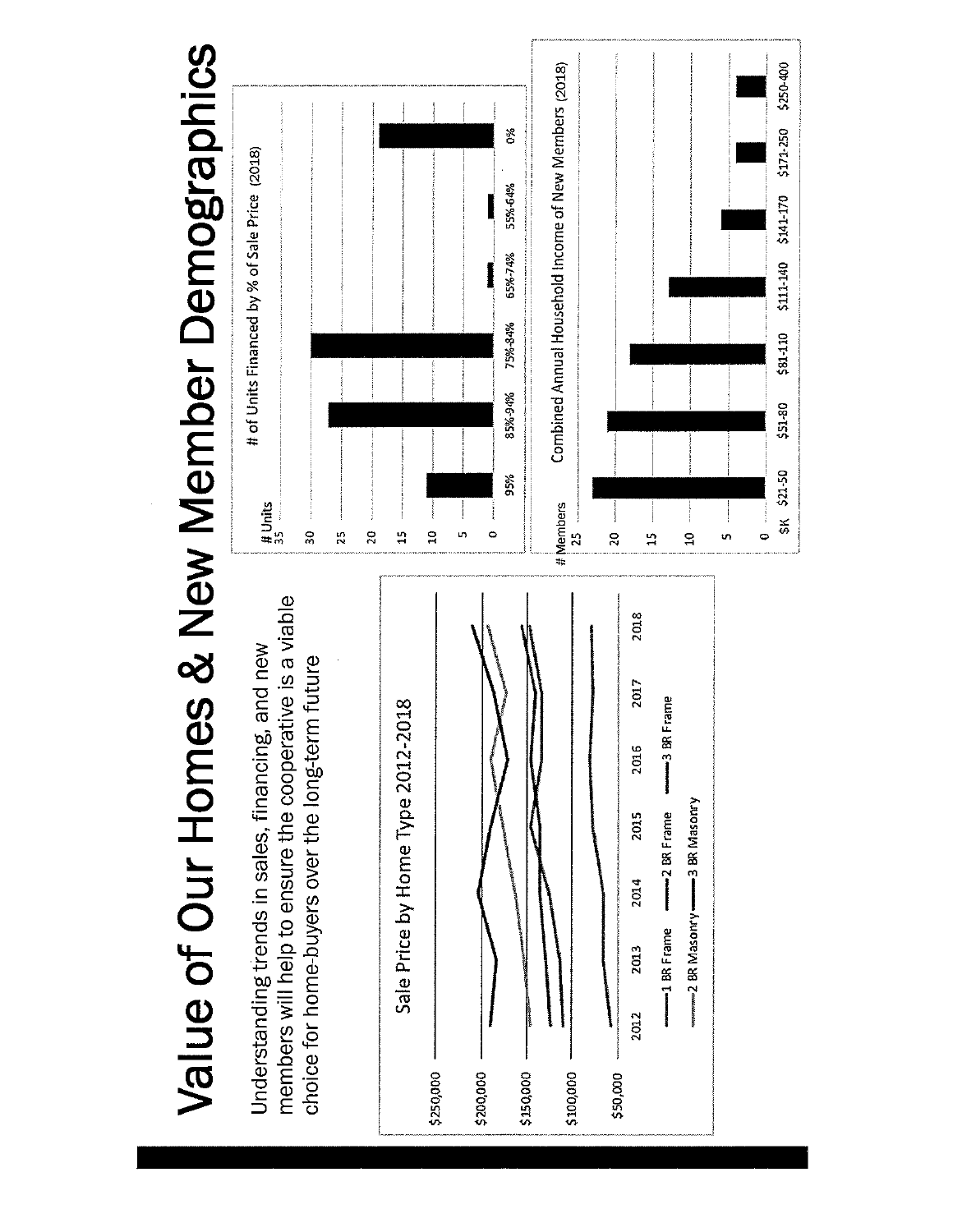# Value of Our Homes & New Member Demographics

Understanding trends in sales, financing, and new members will help to ensure the cooperative is a viable choice for home-buyers over the long-term future

**Sale Price by Home Type 2012-2018**

$250,000
$200,000
$150,000
$100,000
$50,000

2012 2013 2014 2015 2016 2017 2018

1 BR Frame, 2 BR Frame, 3 BR Frame, 2 BR Masonry, 3 BR Masonry

**# of Units Financed by % of Sale Price (2018)**

# Units

| % of Sale Price | 95% | 85%-94% | 75%-84% | 65%-74% | 55%-64% | 0% |
|---|---|---|---|---|---|---|

**Combined Annual Household Income of New Members (2018)**

# Members

| $K | $21-50 | $51-80 | $81-110 | $111-140 | $141-170 | $171-250 | $250-400 |
|---|---|---|---|---|---|---|---|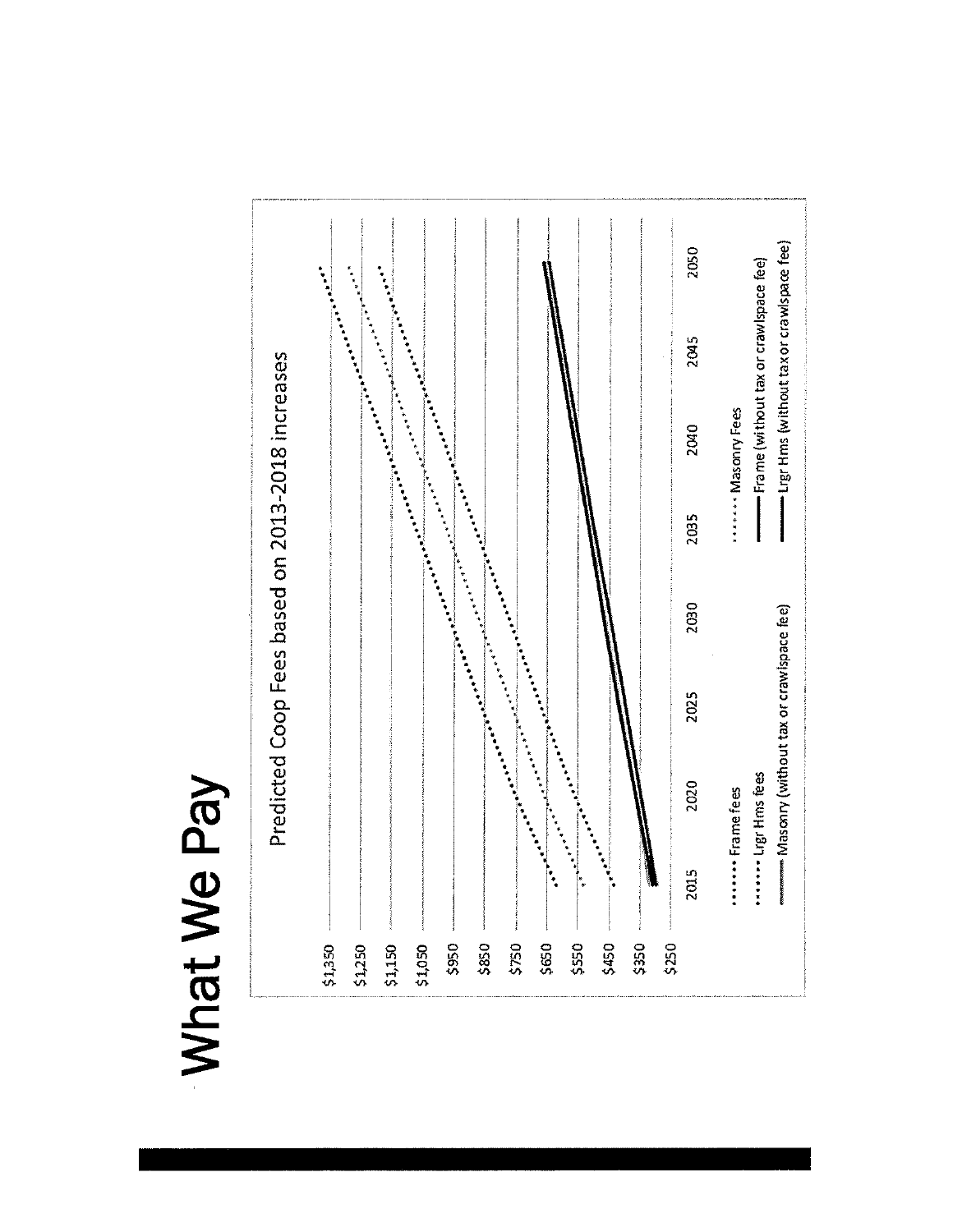# What We Pay

Predicted Coop Fees based on 2013-2018 increases

$1,350
$1,250
$1,150
$1,050
$950
$850
$750
$650
$550
$450
$350
$250

2015 2020 2025 2030 2035 2040 2045 2050

- Frame fees
- Lrgr Hms fees
- Masonry (without tax or crawlspace fee)
- Masonry Fees
- Frame (without tax or crawlspace fee)
- Lrgr Hms (without tax or crawlspace fee)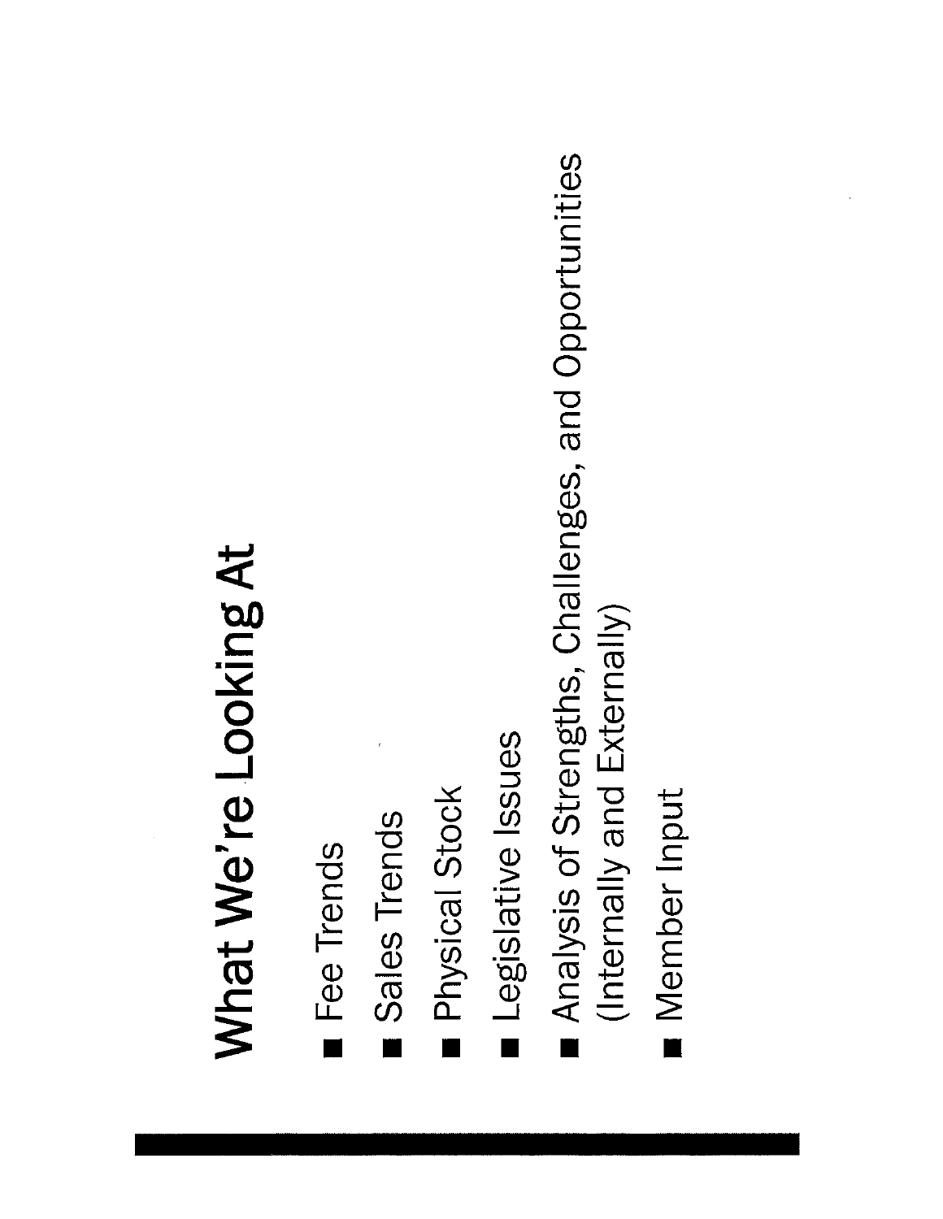# What We're Looking At

- Fee Trends
- Sales Trends
- Physical Stock
- Legislative Issues
- Analysis of Strengths, Challenges, and Opportunities (Internally and Externally)
- Member Input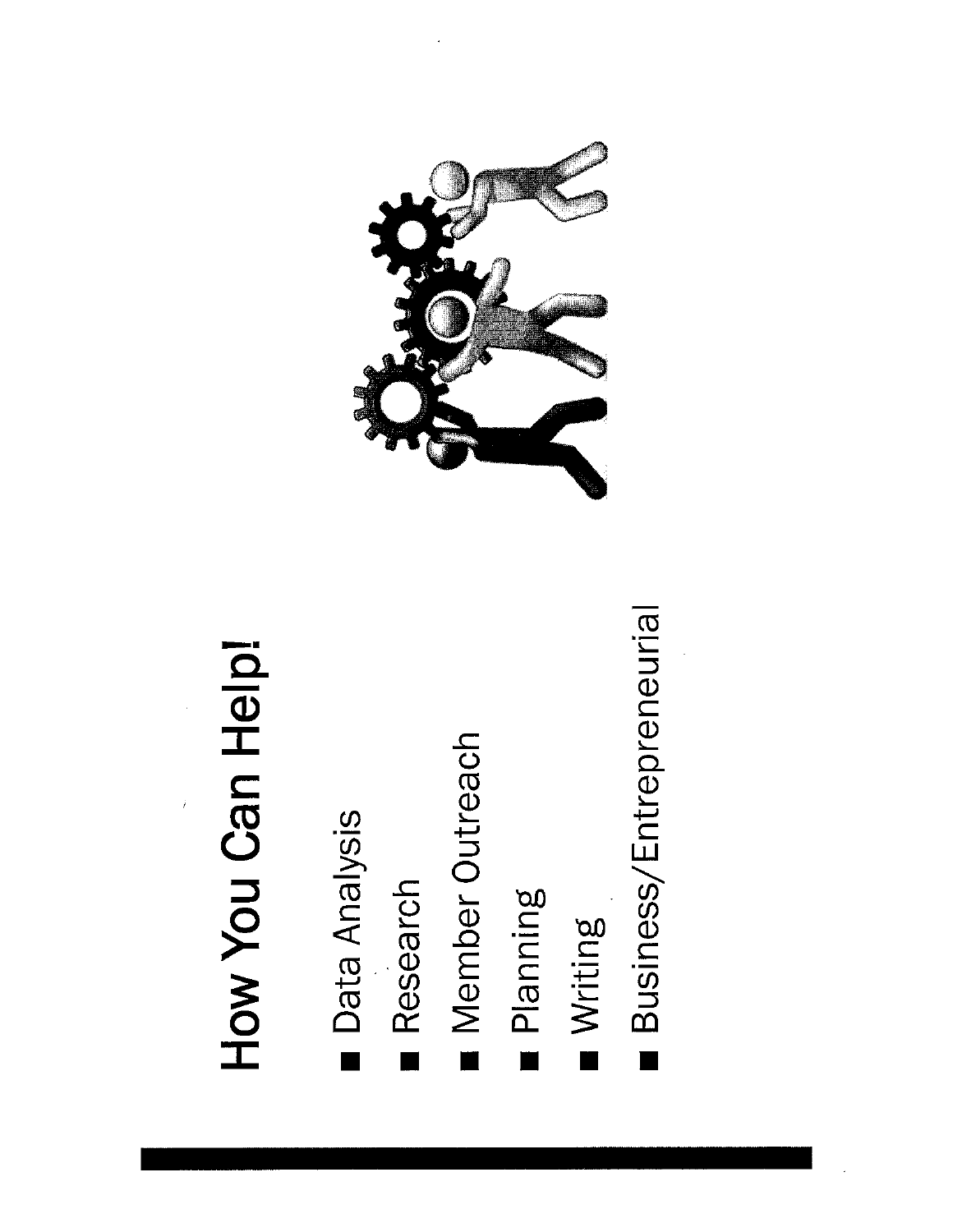# How You Can Help!

- Data Analysis
- Research
- Member Outreach
- Planning
- Writing
- Business/Entrepreneurial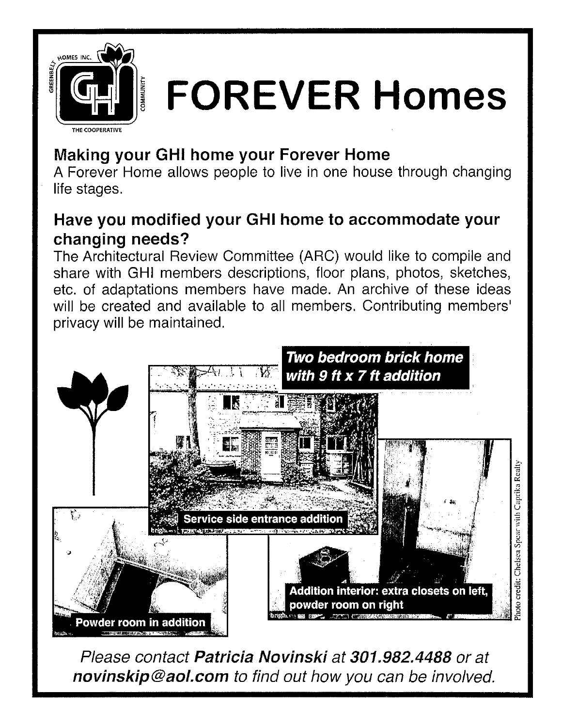# FOREVER Homes

## Making your GHI home your Forever Home

A Forever Home allows people to live in one house through changing life stages.

## Have you modified your GHI home to accommodate your changing needs?

The Architectural Review Committee (ARC) would like to compile and share with GHI members descriptions, floor plans, photos, sketches, etc. of adaptations members have made. An archive of these ideas will be created and available to all members. Contributing members' privacy will be maintained.

***Two bedroom brick home with 9 ft x 7 ft addition***

**Service side entrance addition**

**Addition interior: extra closets on left, powder room on right**

**Powder room in addition**

Photo credit: Chelsea Spear with Caprika Realty

*Please contact **Patricia Novinski** at **301.982.4488** or at **novinskip@aol.com** to find out how you can be involved.*